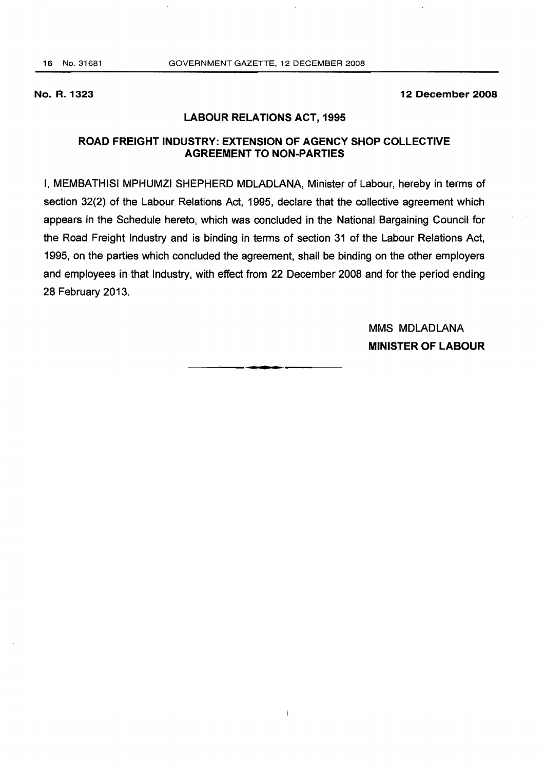**No. R. 1323** **12 December 2008**

## LABOUR RELATIONS ACT, 1995

## ROAD FREIGHT INDUSTRY: EXTENSION OF AGENCY SHOP COLLECTIVE AGREEMENT TO NON-PARTIES

I, MEMBATHISI MPHUMZI SHEPHERD MDLADLANA, Minister of Labour, hereby in terms of section 32(2) of the Labour Relations Act, 1995, declare that the collective agreement which appears in the Schedule hereto, which was concluded in the National Bargaining Council for the Road Freight Industry and is binding in terms of section 31 of the Labour Relations Act, 1995, on the parties which concluded the agreement, shall be binding on the other employers and employees in that Industry, with effect from 22 December 2008 and for the period ending 28 February 2013.

MMS MDLADLANA

**MINISTER OF LABOUR**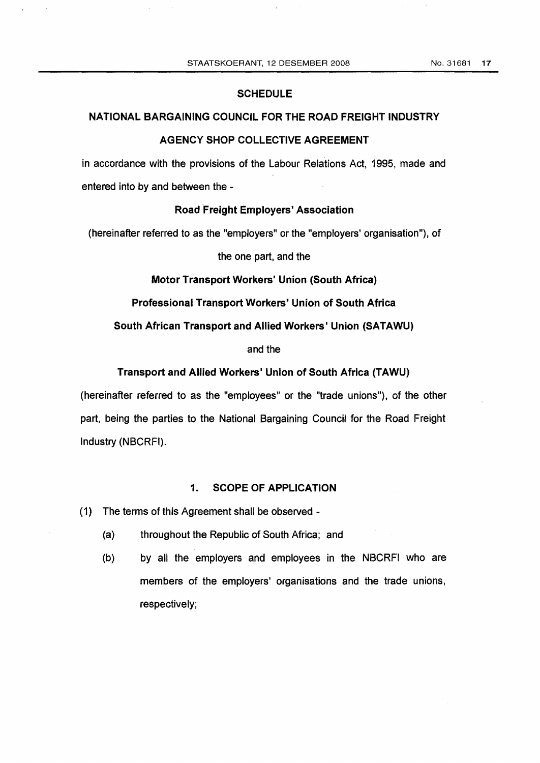## SCHEDULE

## NATIONAL BARGAINING COUNCIL FOR THE ROAD FREIGHT INDUSTRY

## AGENCY SHOP COLLECTIVE AGREEMENT

in accordance with the provisions of the Labour Relations Act, 1995, made and entered into by and between the -

**Road Freight Employers' Association**

(hereinafter referred to as the "employers" or the "employers' organisation"), of the one part, and the

**Motor Transport Workers' Union (South Africa)**

**Professional Transport Workers' Union of South Africa**

**South African Transport and Allied Workers' Union (SATAWU)**

and the

**Transport and Allied Workers' Union of South Africa (TAWU)**

(hereinafter referred to as the "employees" or the "trade unions"), of the other part, being the parties to the National Bargaining Council for the Road Freight Industry (NBCRFI).

### 1. SCOPE OF APPLICATION

(1) The terms of this Agreement shall be observed -

(a) throughout the Republic of South Africa; and

(b) by all the employers and employees in the NBCRFI who are members of the employers' organisations and the trade unions, respectively;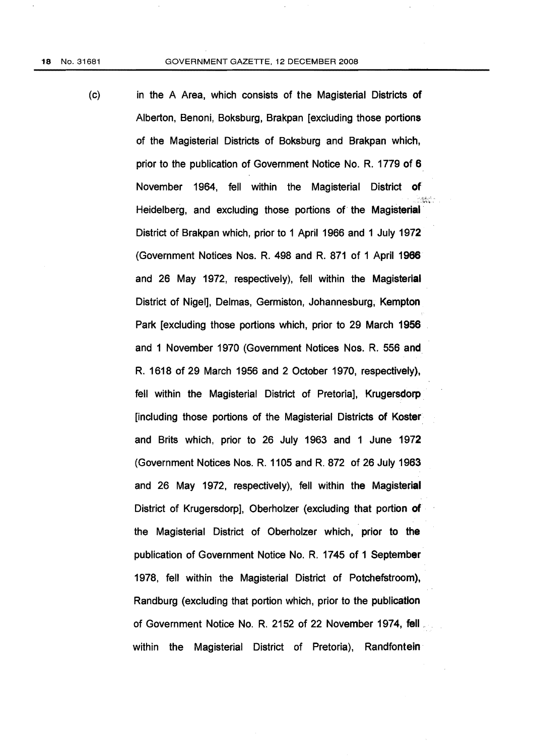(c) in the A Area, which consists of the Magisterial Districts of Alberton, Benoni, Boksburg, Brakpan [excluding those portions of the Magisterial Districts of Boksburg and Brakpan which, prior to the publication of Government Notice No. R. 1779 of 6 November 1964, fell within the Magisterial District of Heidelberg, and excluding those portions of the Magisterial District of Brakpan which, prior to 1 April 1966 and 1 July 1972 (Government Notices Nos. R. 498 and R. 871 of 1 April 1966 and 26 May 1972, respectively), fell within the Magisterial District of Nigel], Delmas, Germiston, Johannesburg, Kempton Park [excluding those portions which, prior to 29 March 1956 and 1 November 1970 (Government Notices Nos. R. 556 and R. 1618 of 29 March 1956 and 2 October 1970, respectively), fell within the Magisterial District of Pretoria], Krugersdorp [including those portions of the Magisterial Districts of Koster and Brits which, prior to 26 July 1963 and 1 June 1972 (Government Notices Nos. R. 1105 and R. 872 of 26 July 1963 and 26 May 1972, respectively), fell within the Magisterial District of Krugersdorp], Oberholzer (excluding that portion of the Magisterial District of Oberholzer which, prior to the publication of Government Notice No. R. 1745 of 1 September 1978, fell within the Magisterial District of Potchefstroom), Randburg (excluding that portion which, prior to the publication of Government Notice No. R. 2152 of 22 November 1974, fell within the Magisterial District of Pretoria), Randfontein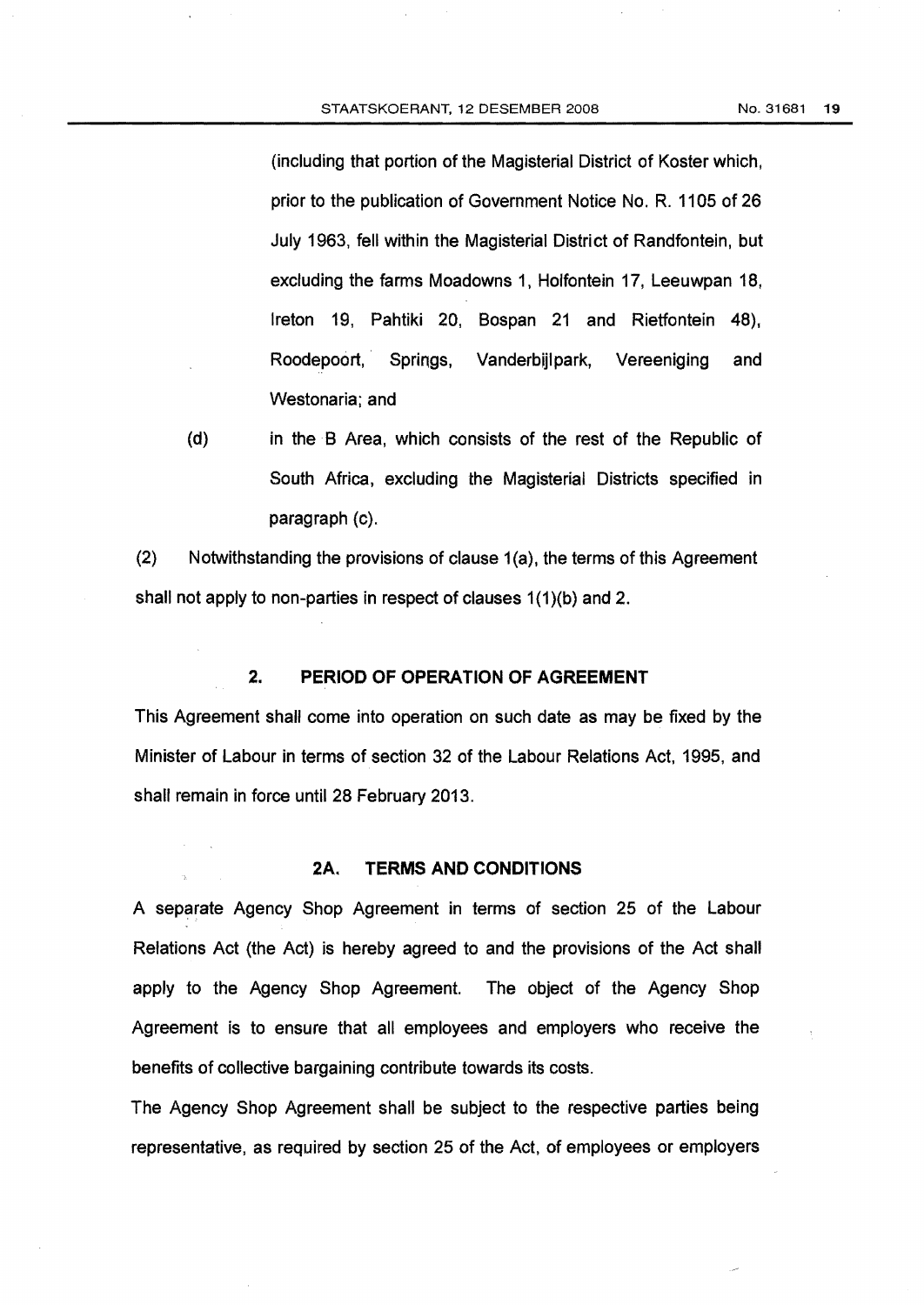(including that portion of the Magisterial District of Koster which, prior to the publication of Government Notice No. R. 1105 of 26 July 1963, fell within the Magisterial District of Randfontein, but excluding the farms Moadowns 1, Holfontein 17, Leeuwpan 18, Ireton 19, Pahtiki 20, Bospan 21 and Rietfontein 48), Roodepoort, Springs, Vanderbijlpark, Vereeniging and Westonaria; and

(d) in the B Area, which consists of the rest of the Republic of South Africa, excluding the Magisterial Districts specified in paragraph (c).

(2) Notwithstanding the provisions of clause 1(a), the terms of this Agreement shall not apply to non-parties in respect of clauses 1(1)(b) and 2.

## 2. PERIOD OF OPERATION OF AGREEMENT

This Agreement shall come into operation on such date as may be fixed by the Minister of Labour in terms of section 32 of the Labour Relations Act, 1995, and shall remain in force until 28 February 2013.

## 2A. TERMS AND CONDITIONS

A separate Agency Shop Agreement in terms of section 25 of the Labour Relations Act (the Act) is hereby agreed to and the provisions of the Act shall apply to the Agency Shop Agreement. The object of the Agency Shop Agreement is to ensure that all employees and employers who receive the benefits of collective bargaining contribute towards its costs.

The Agency Shop Agreement shall be subject to the respective parties being representative, as required by section 25 of the Act, of employees or employers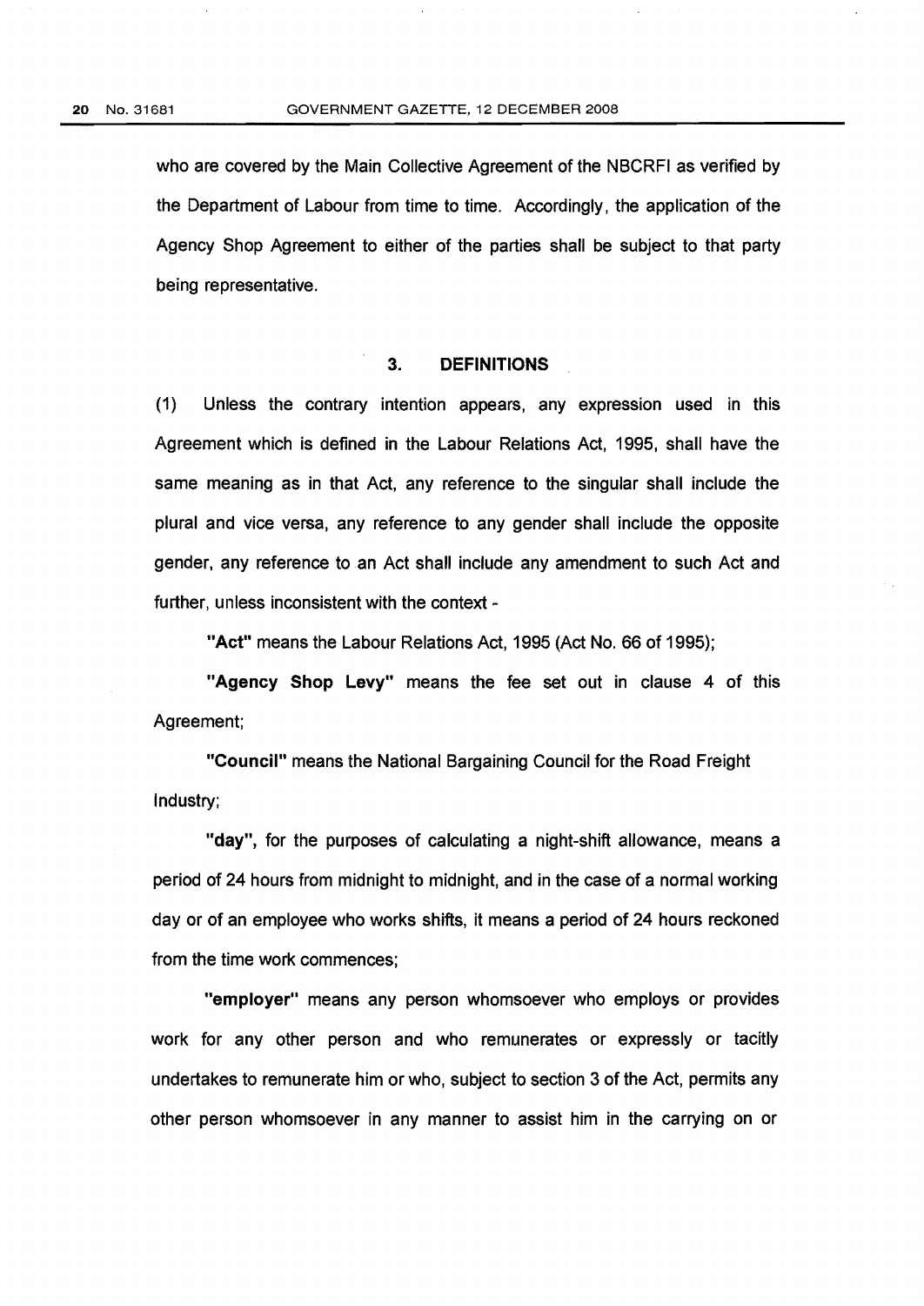who are covered by the Main Collective Agreement of the NBCRFI as verified by the Department of Labour from time to time. Accordingly, the application of the Agency Shop Agreement to either of the parties shall be subject to that party being representative.

## 3. DEFINITIONS

(1) Unless the contrary intention appears, any expression used in this Agreement which is defined in the Labour Relations Act, 1995, shall have the same meaning as in that Act, any reference to the singular shall include the plural and vice versa, any reference to any gender shall include the opposite gender, any reference to an Act shall include any amendment to such Act and further, unless inconsistent with the context -

**"Act"** means the Labour Relations Act, 1995 (Act No. 66 of 1995);

**"Agency Shop Levy"** means the fee set out in clause 4 of this Agreement;

**"Council"** means the National Bargaining Council for the Road Freight Industry;

**"day"**, for the purposes of calculating a night-shift allowance, means a period of 24 hours from midnight to midnight, and in the case of a normal working day or of an employee who works shifts, it means a period of 24 hours reckoned from the time work commences;

**"employer"** means any person whomsoever who employs or provides work for any other person and who remunerates or expressly or tacitly undertakes to remunerate him or who, subject to section 3 of the Act, permits any other person whomsoever in any manner to assist him in the carrying on or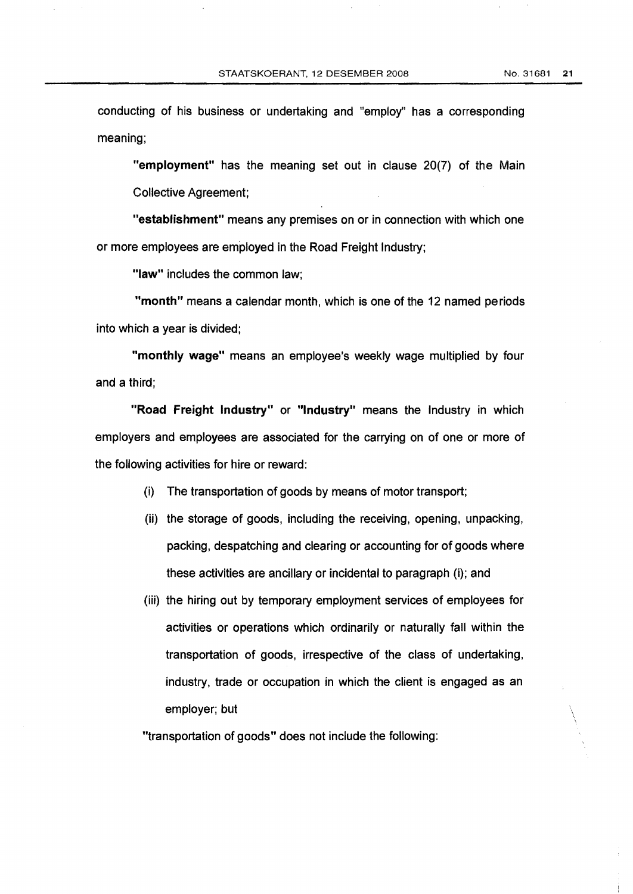conducting of his business or undertaking and "employ" has a corresponding meaning;

**"employment"** has the meaning set out in clause 20(7) of the Main Collective Agreement;

**"establishment"** means any premises on or in connection with which one or more employees are employed in the Road Freight Industry;

**"law"** includes the common law;

**"month"** means a calendar month, which is one of the 12 named periods into which a year is divided;

**"monthly wage"** means an employee's weekly wage multiplied by four and a third;

**"Road Freight Industry"** or **"Industry"** means the Industry in which employers and employees are associated for the carrying on of one or more of the following activities for hire or reward:

(i) The transportation of goods by means of motor transport;

(ii) the storage of goods, including the receiving, opening, unpacking, packing, despatching and clearing or accounting for of goods where these activities are ancillary or incidental to paragraph (i); and

(iii) the hiring out by temporary employment services of employees for activities or operations which ordinarily or naturally fall within the transportation of goods, irrespective of the class of undertaking, industry, trade or occupation in which the client is engaged as an employer; but

"transportation of goods" does not include the following: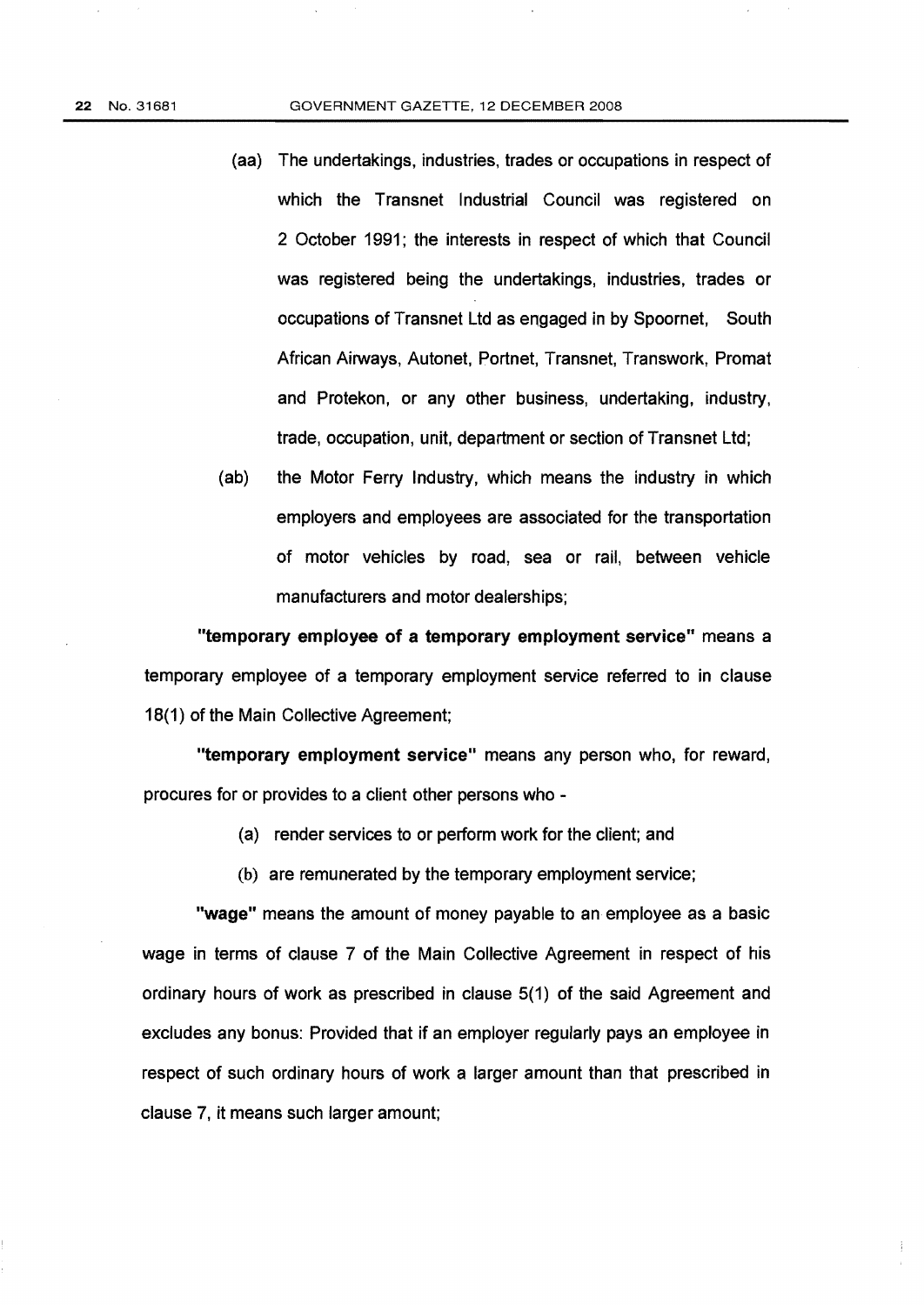(aa) The undertakings, industries, trades or occupations in respect of which the Transnet Industrial Council was registered on 2 October 1991; the interests in respect of which that Council was registered being the undertakings, industries, trades or occupations of Transnet Ltd as engaged in by Spoornet, South African Airways, Autonet, Portnet, Transnet, Transwork, Promat and Protekon, or any other business, undertaking, industry, trade, occupation, unit, department or section of Transnet Ltd;

(ab) the Motor Ferry Industry, which means the industry in which employers and employees are associated for the transportation of motor vehicles by road, sea or rail, between vehicle manufacturers and motor dealerships;

**"temporary employee of a temporary employment service"** means a temporary employee of a temporary employment service referred to in clause 18(1) of the Main Collective Agreement;

**"temporary employment service"** means any person who, for reward, procures for or provides to a client other persons who -

(a) render services to or perform work for the client; and

(b) are remunerated by the temporary employment service;

**"wage"** means the amount of money payable to an employee as a basic wage in terms of clause 7 of the Main Collective Agreement in respect of his ordinary hours of work as prescribed in clause 5(1) of the said Agreement and excludes any bonus: Provided that if an employer regularly pays an employee in respect of such ordinary hours of work a larger amount than that prescribed in clause 7, it means such larger amount;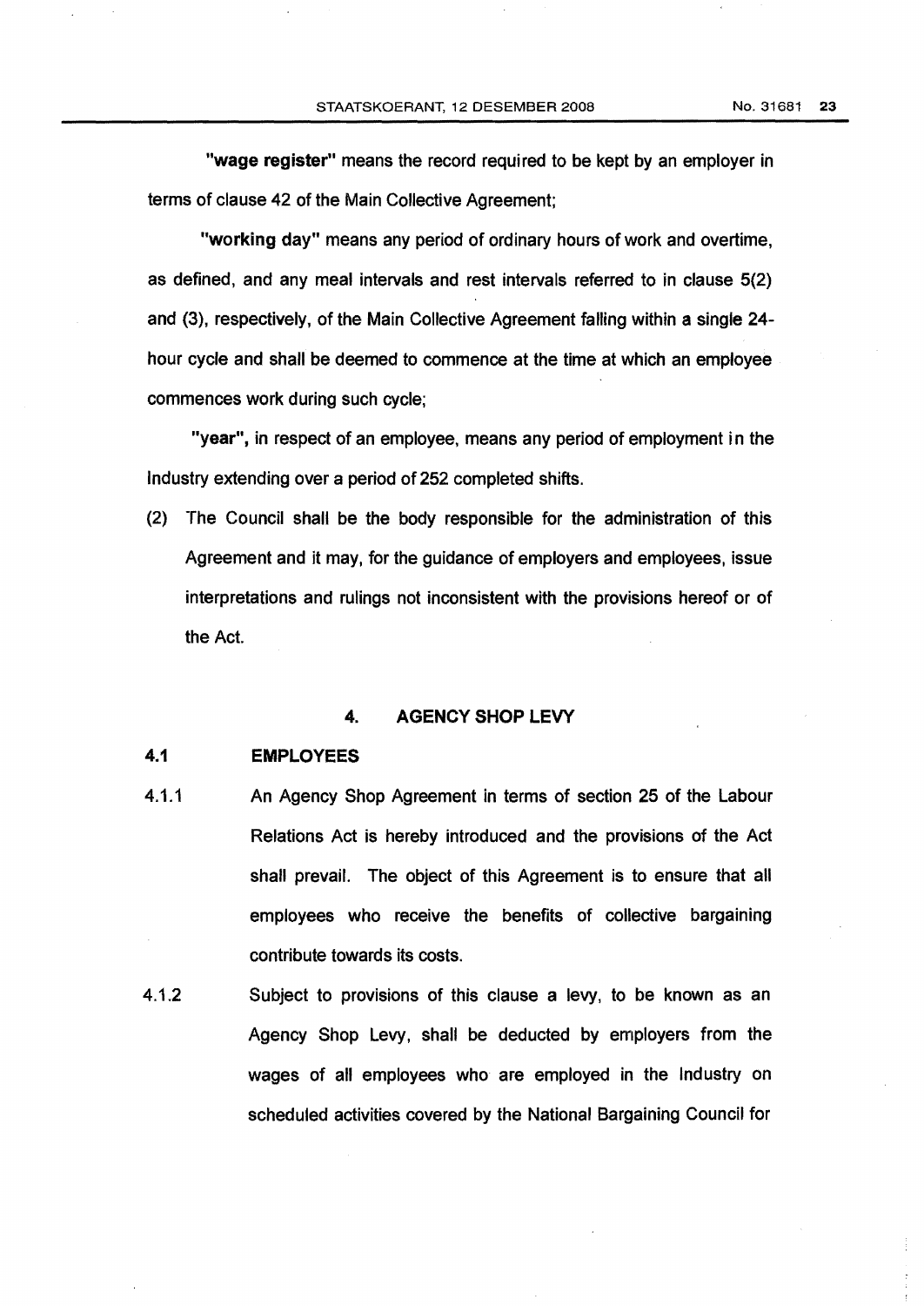**"wage register"** means the record required to be kept by an employer in terms of clause 42 of the Main Collective Agreement;

**"working day"** means any period of ordinary hours of work and overtime, as defined, and any meal intervals and rest intervals referred to in clause 5(2) and (3), respectively, of the Main Collective Agreement falling within a single 24-hour cycle and shall be deemed to commence at the time at which an employee commences work during such cycle;

**"year"**, in respect of an employee, means any period of employment in the Industry extending over a period of 252 completed shifts.

(2) The Council shall be the body responsible for the administration of this Agreement and it may, for the guidance of employers and employees, issue interpretations and rulings not inconsistent with the provisions hereof or of the Act.

## 4. AGENCY SHOP LEVY

**4.1 EMPLOYEES**

4.1.1 An Agency Shop Agreement in terms of section 25 of the Labour Relations Act is hereby introduced and the provisions of the Act shall prevail. The object of this Agreement is to ensure that all employees who receive the benefits of collective bargaining contribute towards its costs.

4.1.2 Subject to provisions of this clause a levy, to be known as an Agency Shop Levy, shall be deducted by employers from the wages of all employees who are employed in the Industry on scheduled activities covered by the National Bargaining Council for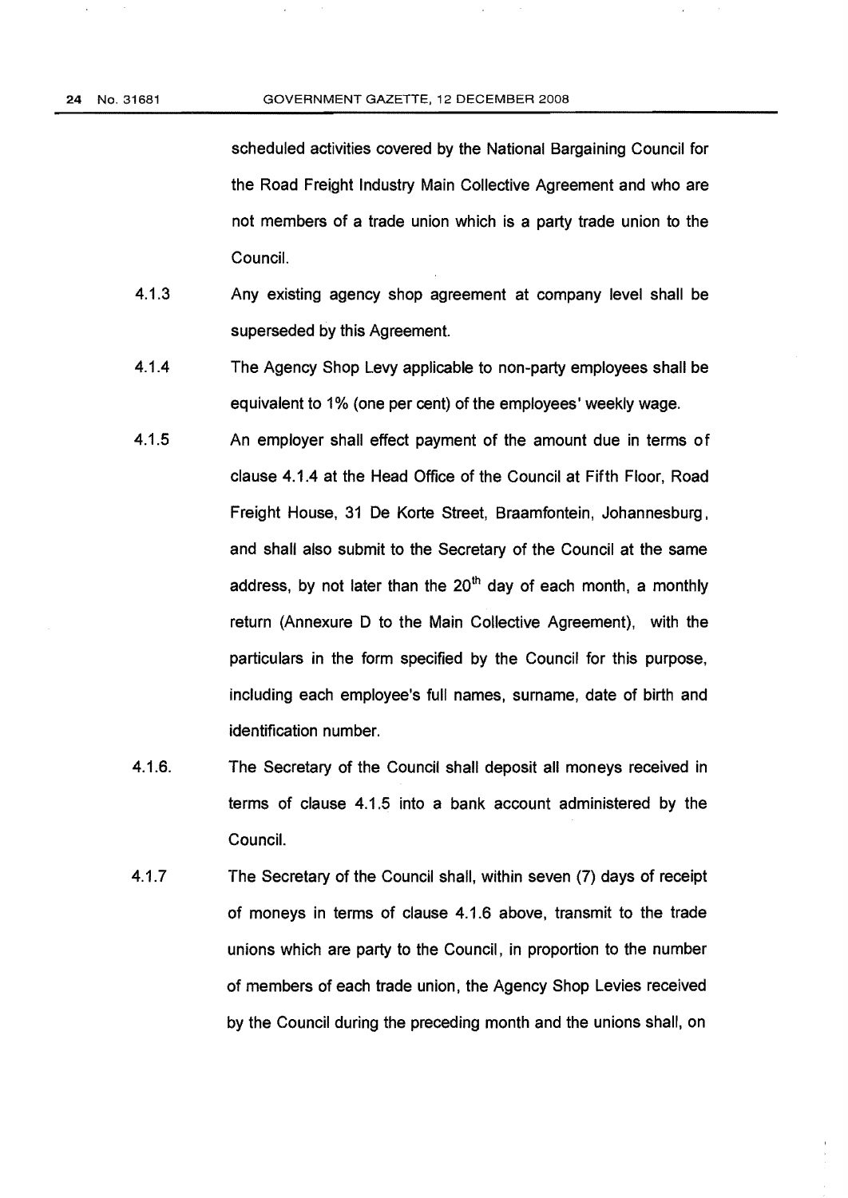scheduled activities covered by the National Bargaining Council for the Road Freight Industry Main Collective Agreement and who are not members of a trade union which is a party trade union to the Council.

4.1.3 Any existing agency shop agreement at company level shall be superseded by this Agreement.

4.1.4 The Agency Shop Levy applicable to non-party employees shall be equivalent to 1% (one per cent) of the employees' weekly wage.

4.1.5 An employer shall effect payment of the amount due in terms of clause 4.1.4 at the Head Office of the Council at Fifth Floor, Road Freight House, 31 De Korte Street, Braamfontein, Johannesburg, and shall also submit to the Secretary of the Council at the same address, by not later than the 20th day of each month, a monthly return (Annexure D to the Main Collective Agreement), with the particulars in the form specified by the Council for this purpose, including each employee's full names, surname, date of birth and identification number.

4.1.6. The Secretary of the Council shall deposit all moneys received in terms of clause 4.1.5 into a bank account administered by the Council.

4.1.7 The Secretary of the Council shall, within seven (7) days of receipt of moneys in terms of clause 4.1.6 above, transmit to the trade unions which are party to the Council, in proportion to the number of members of each trade union, the Agency Shop Levies received by the Council during the preceding month and the unions shall, on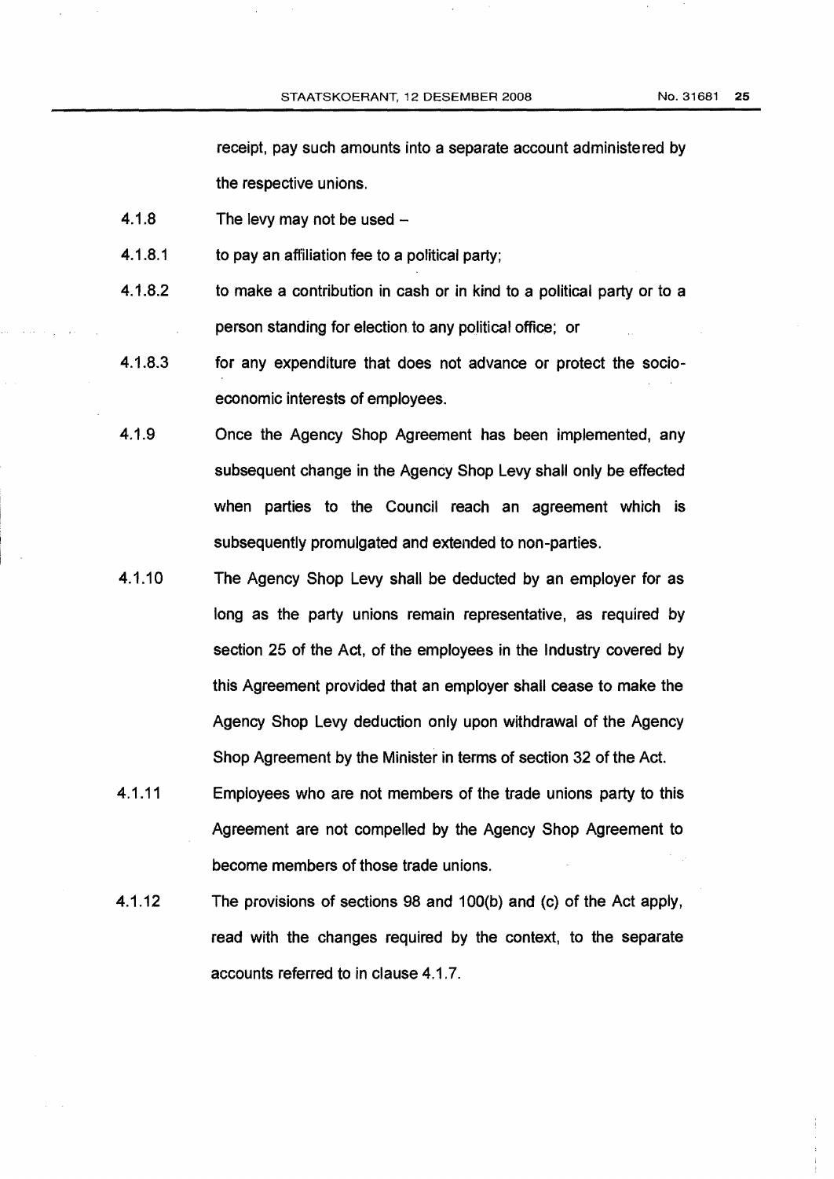receipt, pay such amounts into a separate account administered by the respective unions.

4.1.8 The levy may not be used –

4.1.8.1 to pay an affiliation fee to a political party;

4.1.8.2 to make a contribution in cash or in kind to a political party or to a person standing for election to any political office; or

4.1.8.3 for any expenditure that does not advance or protect the socio-economic interests of employees.

4.1.9 Once the Agency Shop Agreement has been implemented, any subsequent change in the Agency Shop Levy shall only be effected when parties to the Council reach an agreement which is subsequently promulgated and extended to non-parties.

4.1.10 The Agency Shop Levy shall be deducted by an employer for as long as the party unions remain representative, as required by section 25 of the Act, of the employees in the Industry covered by this Agreement provided that an employer shall cease to make the Agency Shop Levy deduction only upon withdrawal of the Agency Shop Agreement by the Minister in terms of section 32 of the Act.

4.1.11 Employees who are not members of the trade unions party to this Agreement are not compelled by the Agency Shop Agreement to become members of those trade unions.

4.1.12 The provisions of sections 98 and 100(b) and (c) of the Act apply, read with the changes required by the context, to the separate accounts referred to in clause 4.1.7.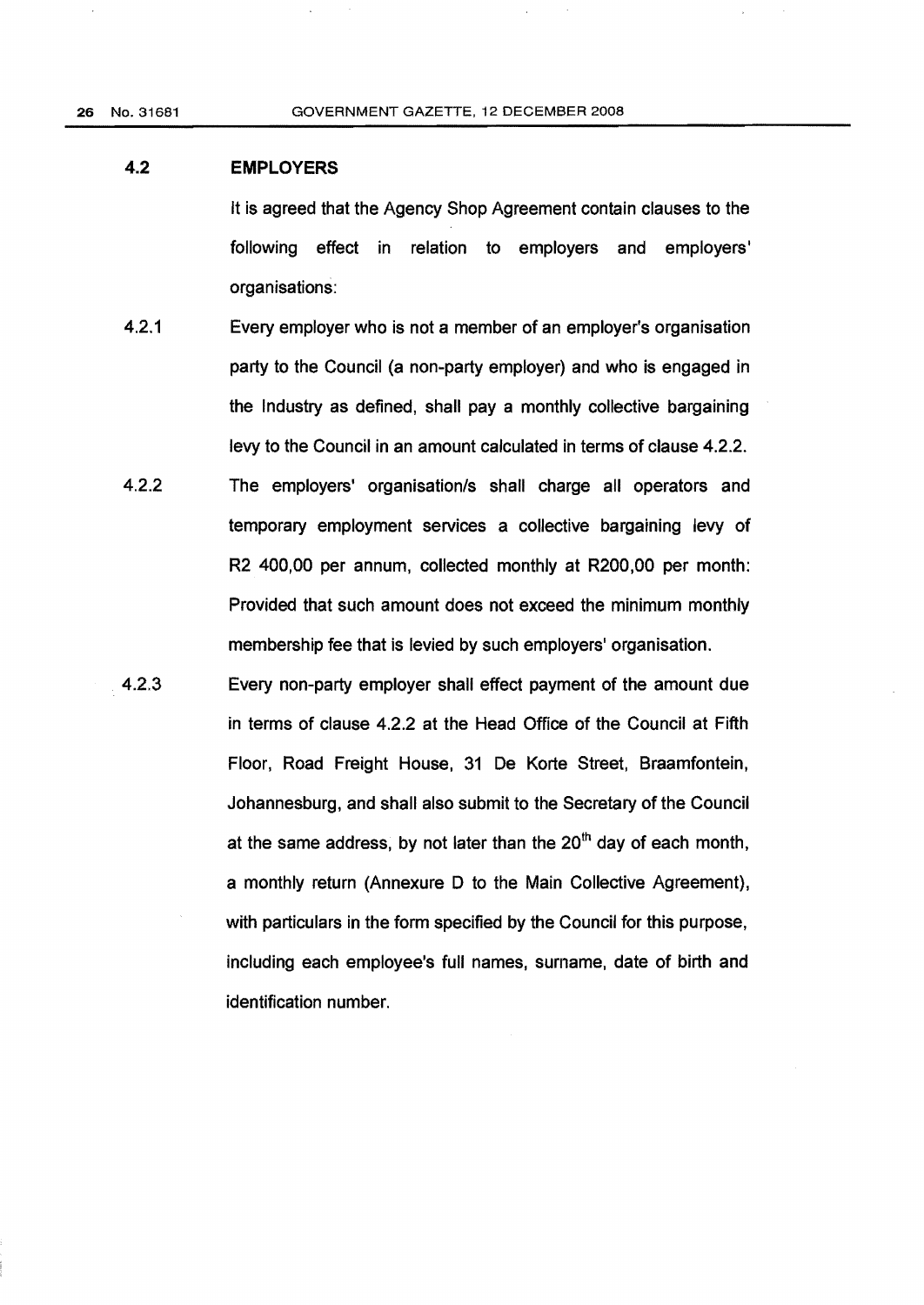### 4.2 EMPLOYERS

It is agreed that the Agency Shop Agreement contain clauses to the following effect in relation to employers and employers' organisations:

4.2.1 Every employer who is not a member of an employer's organisation party to the Council (a non-party employer) and who is engaged in the Industry as defined, shall pay a monthly collective bargaining levy to the Council in an amount calculated in terms of clause 4.2.2.

4.2.2 The employers' organisation/s shall charge all operators and temporary employment services a collective bargaining levy of R2 400,00 per annum, collected monthly at R200,00 per month: Provided that such amount does not exceed the minimum monthly membership fee that is levied by such employers' organisation.

4.2.3 Every non-party employer shall effect payment of the amount due in terms of clause 4.2.2 at the Head Office of the Council at Fifth Floor, Road Freight House, 31 De Korte Street, Braamfontein, Johannesburg, and shall also submit to the Secretary of the Council at the same address, by not later than the 20th day of each month, a monthly return (Annexure D to the Main Collective Agreement), with particulars in the form specified by the Council for this purpose, including each employee's full names, surname, date of birth and identification number.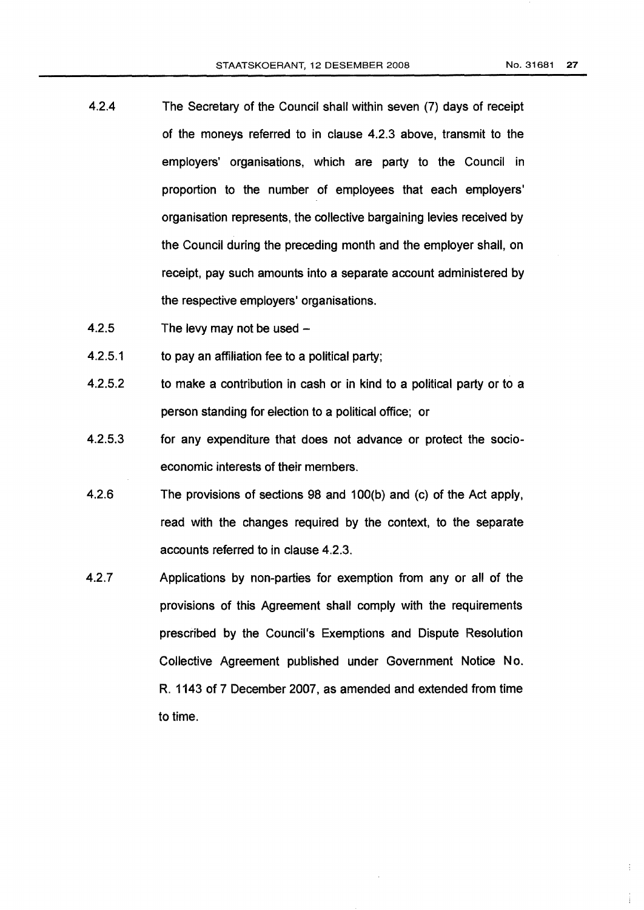4.2.4 The Secretary of the Council shall within seven (7) days of receipt of the moneys referred to in clause 4.2.3 above, transmit to the employers' organisations, which are party to the Council in proportion to the number of employees that each employers' organisation represents, the collective bargaining levies received by the Council during the preceding month and the employer shall, on receipt, pay such amounts into a separate account administered by the respective employers' organisations.

4.2.5 The levy may not be used –

4.2.5.1 to pay an affiliation fee to a political party;

4.2.5.2 to make a contribution in cash or in kind to a political party or to a person standing for election to a political office; or

4.2.5.3 for any expenditure that does not advance or protect the socio-economic interests of their members.

4.2.6 The provisions of sections 98 and 100(b) and (c) of the Act apply, read with the changes required by the context, to the separate accounts referred to in clause 4.2.3.

4.2.7 Applications by non-parties for exemption from any or all of the provisions of this Agreement shall comply with the requirements prescribed by the Council's Exemptions and Dispute Resolution Collective Agreement published under Government Notice No. R. 1143 of 7 December 2007, as amended and extended from time to time.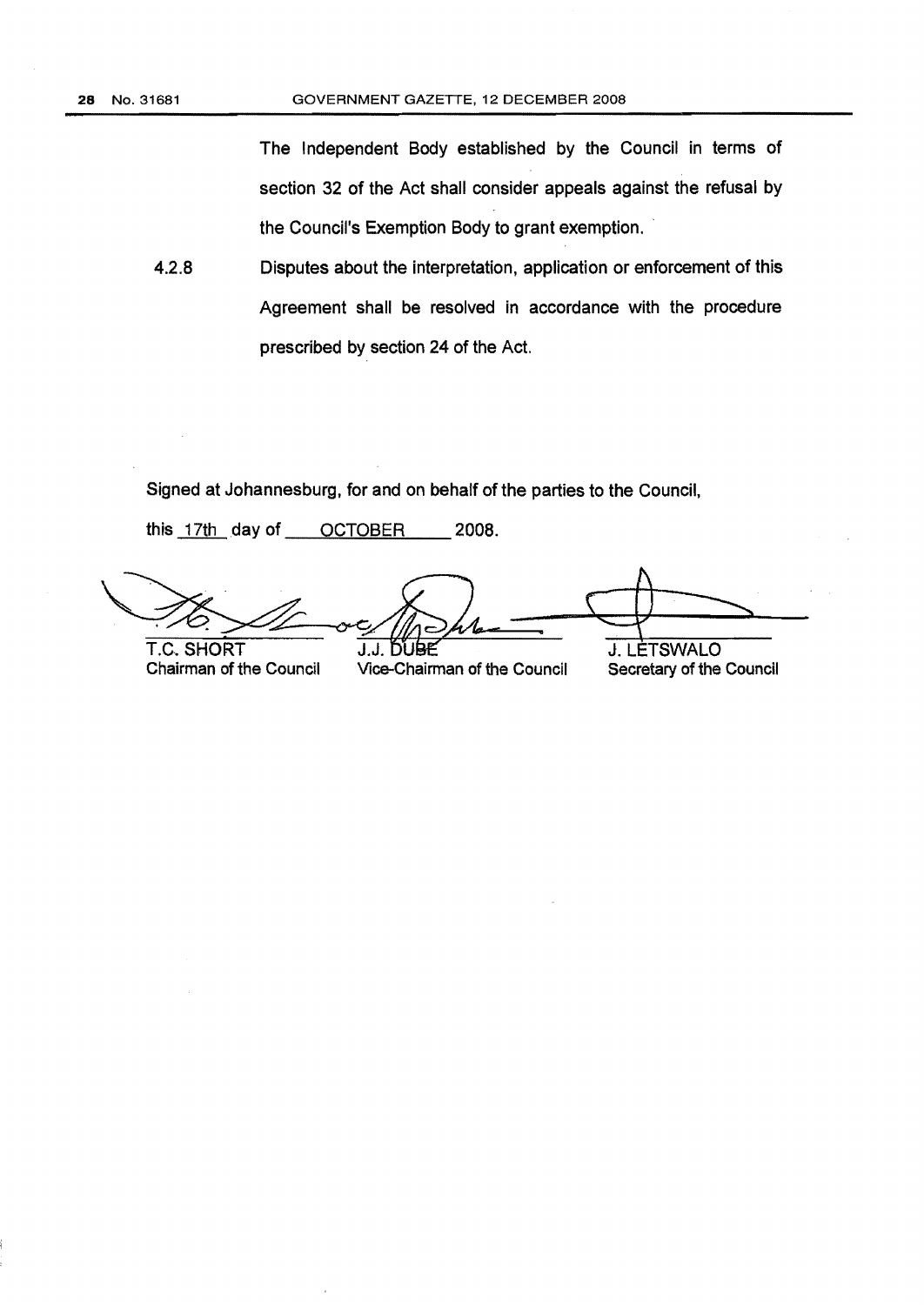The Independent Body established by the Council in terms of section 32 of the Act shall consider appeals against the refusal by the Council's Exemption Body to grant exemption.

4.2.8 Disputes about the interpretation, application or enforcement of this Agreement shall be resolved in accordance with the procedure prescribed by section 24 of the Act.

Signed at Johannesburg, for and on behalf of the parties to the Council,

this 17th day of OCTOBER 2008.

| | | |
|---|---|---|
| T.C. SHORT | J.J. DUBE | J. LETSWALO |
| Chairman of the Council | Vice-Chairman of the Council | Secretary of the Council |